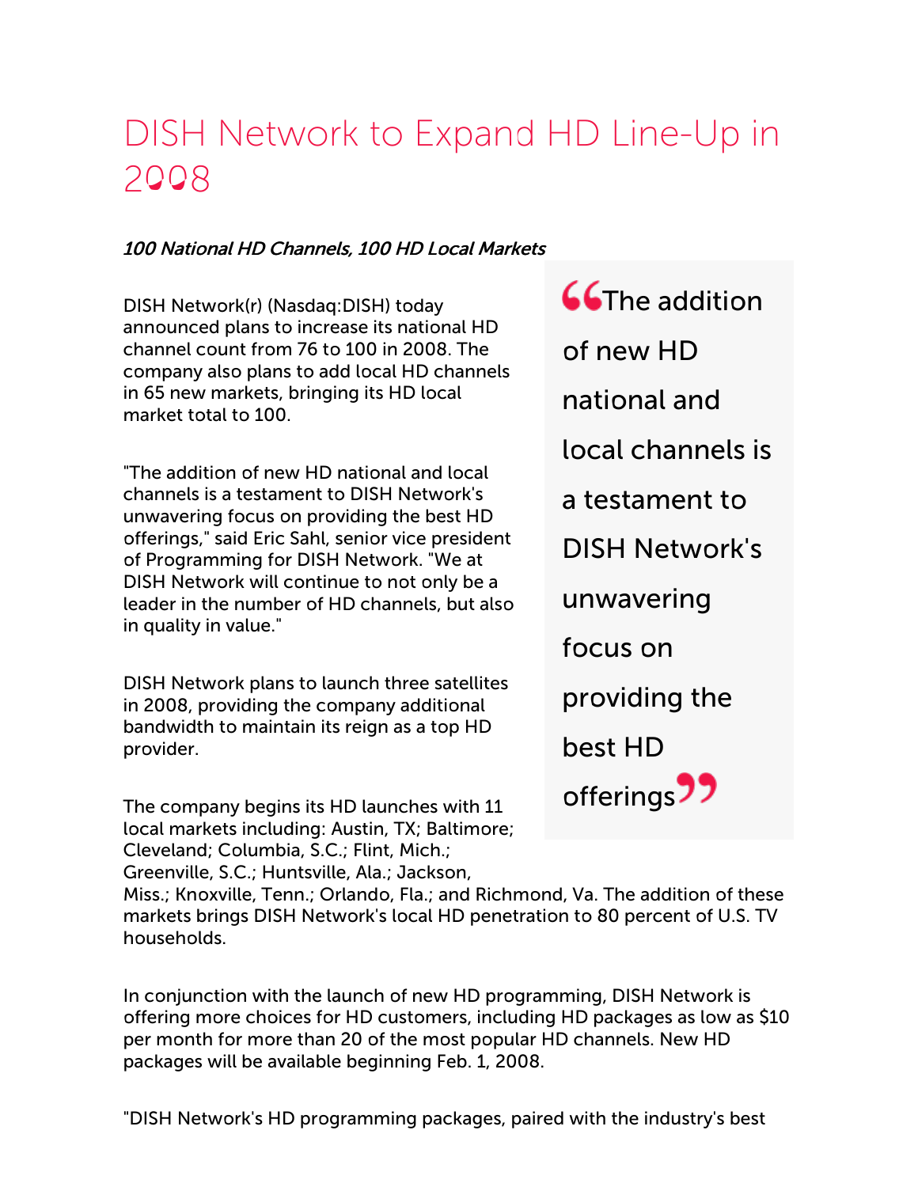# DISH Network to Expand HD Line-Up in 2008

*100 National HD Channels, 100 HD Local Markets*

DISH Network(r) (Nasdaq:DISH) today announced plans to increase its national HD channel count from 76 to 100 in 2008. The company also plans to add local HD channels in 65 new markets, bringing its HD local market total to 100.

> "The addition of new HD national and local channels is a testament to DISH Network's unwavering focus on providing the best HD offerings"

"The addition of new HD national and local channels is a testament to DISH Network's unwavering focus on providing the best HD offerings," said Eric Sahl, senior vice president of Programming for DISH Network. "We at DISH Network will continue to not only be a leader in the number of HD channels, but also in quality in value."

DISH Network plans to launch three satellites in 2008, providing the company additional bandwidth to maintain its reign as a top HD provider.

The company begins its HD launches with 11 local markets including: Austin, TX; Baltimore; Cleveland; Columbia, S.C.; Flint, Mich.; Greenville, S.C.; Huntsville, Ala.; Jackson, Miss.; Knoxville, Tenn.; Orlando, Fla.; and Richmond, Va. The addition of these markets brings DISH Network's local HD penetration to 80 percent of U.S. TV households.

In conjunction with the launch of new HD programming, DISH Network is offering more choices for HD customers, including HD packages as low as $10 per month for more than 20 of the most popular HD channels. New HD packages will be available beginning Feb. 1, 2008.

"DISH Network's HD programming packages, paired with the industry's best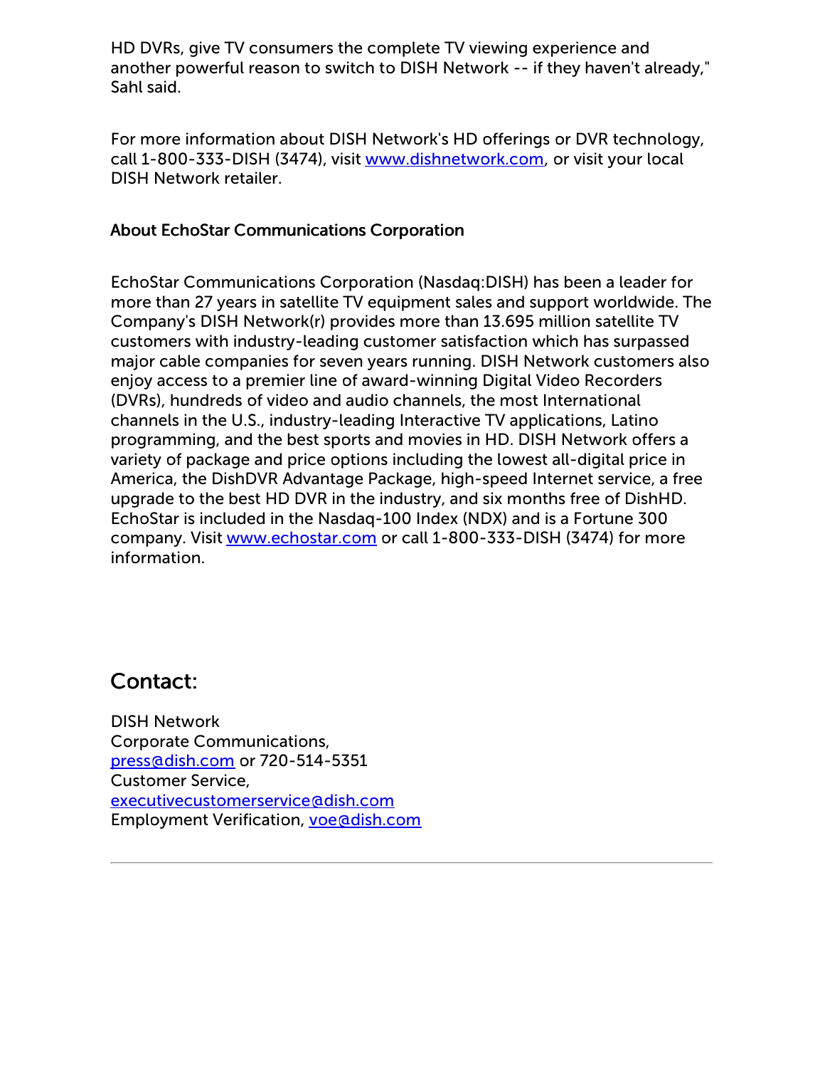HD DVRs, give TV consumers the complete TV viewing experience and another powerful reason to switch to DISH Network -- if they haven't already," Sahl said.

For more information about DISH Network's HD offerings or DVR technology, call 1-800-333-DISH (3474), visit [www.dishnetwork.com](http://www.dishnetwork.com), or visit your local DISH Network retailer.

### About EchoStar Communications Corporation

EchoStar Communications Corporation (Nasdaq:DISH) has been a leader for more than 27 years in satellite TV equipment sales and support worldwide. The Company's DISH Network(r) provides more than 13.695 million satellite TV customers with industry-leading customer satisfaction which has surpassed major cable companies for seven years running. DISH Network customers also enjoy access to a premier line of award-winning Digital Video Recorders (DVRs), hundreds of video and audio channels, the most International channels in the U.S., industry-leading Interactive TV applications, Latino programming, and the best sports and movies in HD. DISH Network offers a variety of package and price options including the lowest all-digital price in America, the DishDVR Advantage Package, high-speed Internet service, a free upgrade to the best HD DVR in the industry, and six months free of DishHD. EchoStar is included in the Nasdaq-100 Index (NDX) and is a Fortune 300 company. Visit [www.echostar.com](http://www.echostar.com) or call 1-800-333-DISH (3474) for more information.

## Contact:

DISH Network
Corporate Communications,
[press@dish.com](mailto:press@dish.com) or 720-514-5351
Customer Service,
[executivecustomerservice@dish.com](mailto:executivecustomerservice@dish.com)
Employment Verification, [voe@dish.com](mailto:voe@dish.com)